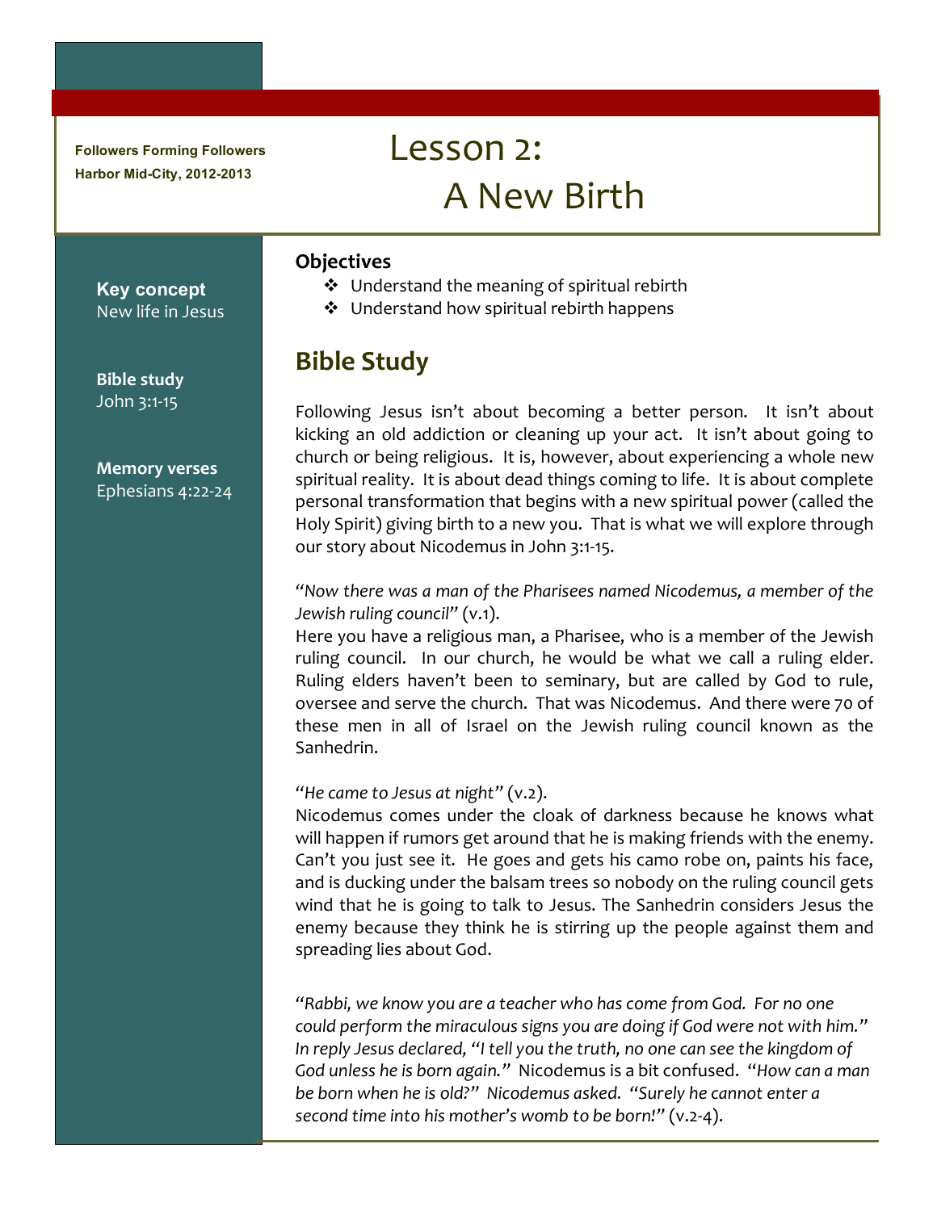Followers Forming Followers
Harbor Mid-City, 2012-2013

# Lesson 2: A New Birth

**Key concept**
New life in Jesus

**Bible study**
John 3:1-15

**Memory verses**
Ephesians 4:22-24

### Objectives

- ❖ Understand the meaning of spiritual rebirth
- ❖ Understand how spiritual rebirth happens

## Bible Study

Following Jesus isn't about becoming a better person. It isn't about kicking an old addiction or cleaning up your act. It isn't about going to church or being religious. It is, however, about experiencing a whole new spiritual reality. It is about dead things coming to life. It is about complete personal transformation that begins with a new spiritual power (called the Holy Spirit) giving birth to a new you. That is what we will explore through our story about Nicodemus in John 3:1-15.

*"Now there was a man of the Pharisees named Nicodemus, a member of the Jewish ruling council"* (v.1).
Here you have a religious man, a Pharisee, who is a member of the Jewish ruling council. In our church, he would be what we call a ruling elder. Ruling elders haven't been to seminary, but are called by God to rule, oversee and serve the church. That was Nicodemus. And there were 70 of these men in all of Israel on the Jewish ruling council known as the Sanhedrin.

*"He came to Jesus at night"* (v.2).
Nicodemus comes under the cloak of darkness because he knows what will happen if rumors get around that he is making friends with the enemy. Can't you just see it. He goes and gets his camo robe on, paints his face, and is ducking under the balsam trees so nobody on the ruling council gets wind that he is going to talk to Jesus. The Sanhedrin considers Jesus the enemy because they think he is stirring up the people against them and spreading lies about God.

*"Rabbi, we know you are a teacher who has come from God. For no one could perform the miraculous signs you are doing if God were not with him." In reply Jesus declared, "I tell you the truth, no one can see the kingdom of God unless he is born again."* Nicodemus is a bit confused. *"How can a man be born when he is old?" Nicodemus asked. "Surely he cannot enter a second time into his mother's womb to be born!"* (v.2-4).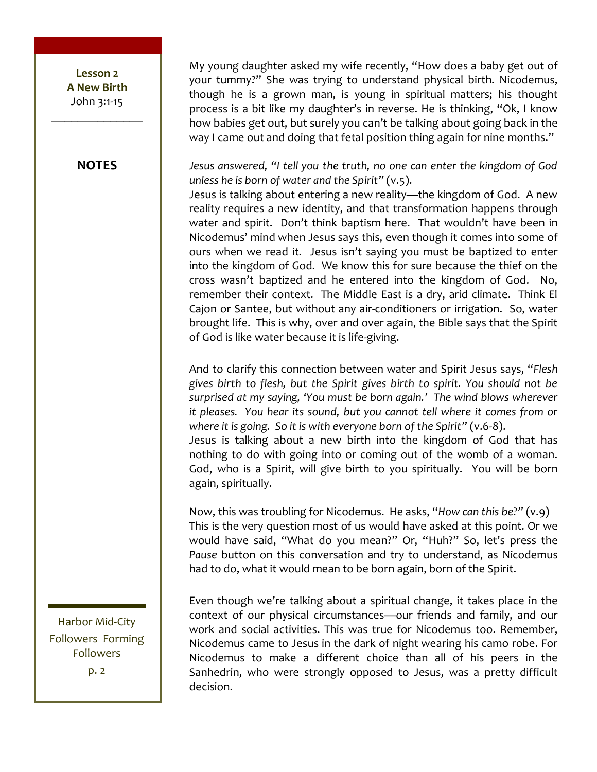My young daughter asked my wife recently, "How does a baby get out of your tummy?" She was trying to understand physical birth. Nicodemus, though he is a grown man, is young in spiritual matters; his thought process is a bit like my daughter's in reverse. He is thinking, "Ok, I know how babies get out, but surely you can't be talking about going back in the way I came out and doing that fetal position thing again for nine months."

*Jesus answered, "I tell you the truth, no one can enter the kingdom of God unless he is born of water and the Spirit"* (v.5).

Jesus is talking about entering a new reality—the kingdom of God. A new reality requires a new identity, and that transformation happens through water and spirit. Don't think baptism here. That wouldn't have been in Nicodemus' mind when Jesus says this, even though it comes into some of ours when we read it. Jesus isn't saying you must be baptized to enter into the kingdom of God. We know this for sure because the thief on the cross wasn't baptized and he entered into the kingdom of God. No, remember their context. The Middle East is a dry, arid climate. Think El Cajon or Santee, but without any air-conditioners or irrigation. So, water brought life. This is why, over and over again, the Bible says that the Spirit of God is like water because it is life-giving.

And to clarify this connection between water and Spirit Jesus says, "*Flesh gives birth to flesh, but the Spirit gives birth to spirit. You should not be surprised at my saying, 'You must be born again.' The wind blows wherever it pleases. You hear its sound, but you cannot tell where it comes from or where it is going. So it is with everyone born of the Spirit"* (v.6-8).

Jesus is talking about a new birth into the kingdom of God that has nothing to do with going into or coming out of the womb of a woman. God, who is a Spirit, will give birth to you spiritually. You will be born again, spiritually.

Now, this was troubling for Nicodemus. He asks, "*How can this be?"* (v.9) This is the very question most of us would have asked at this point. Or we would have said, "What do you mean?" Or, "Huh?" So, let's press the *Pause* button on this conversation and try to understand, as Nicodemus had to do, what it would mean to be born again, born of the Spirit.

Even though we're talking about a spiritual change, it takes place in the context of our physical circumstances—our friends and family, and our work and social activities. This was true for Nicodemus too. Remember, Nicodemus came to Jesus in the dark of night wearing his camo robe. For Nicodemus to make a different choice than all of his peers in the Sanhedrin, who were strongly opposed to Jesus, was a pretty difficult decision.

**NOTES**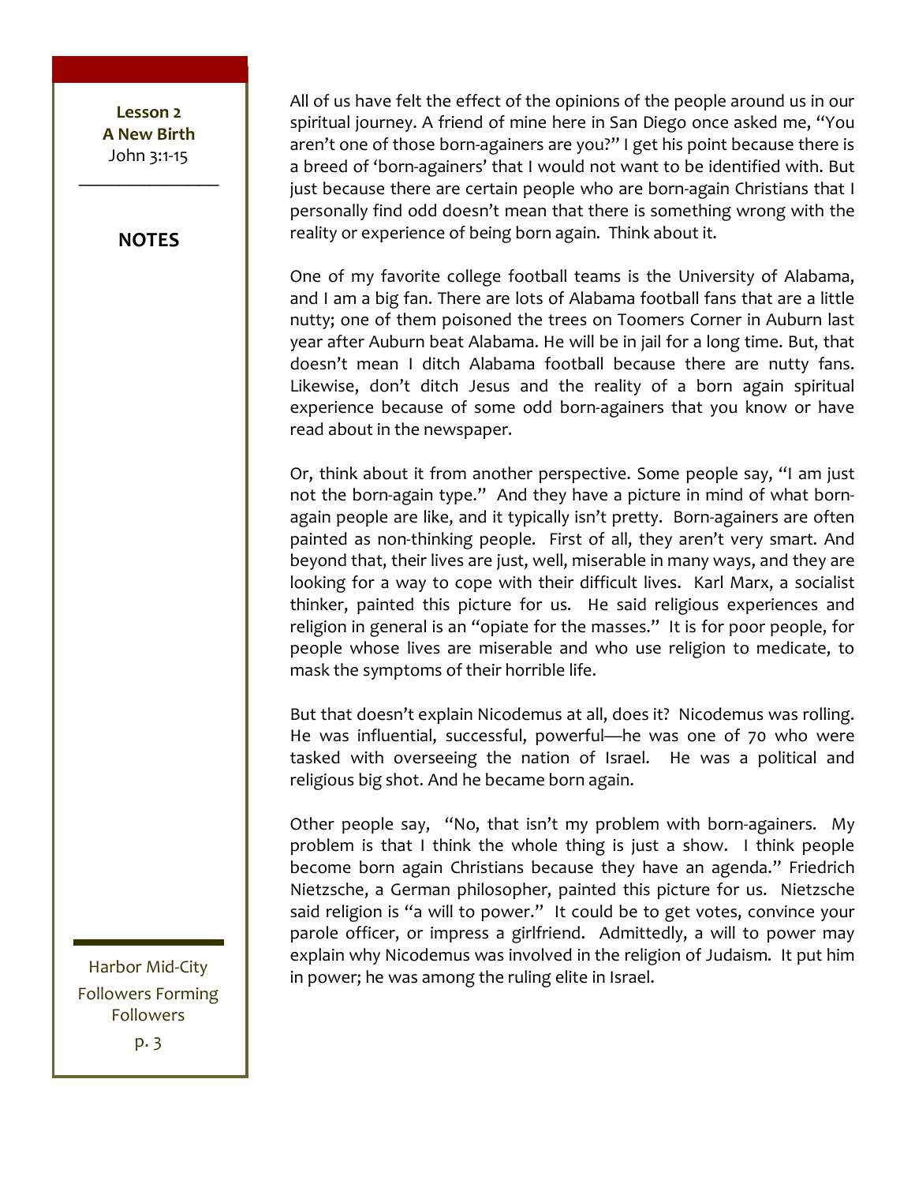All of us have felt the effect of the opinions of the people around us in our spiritual journey. A friend of mine here in San Diego once asked me, "You aren't one of those born-againers are you?" I get his point because there is a breed of 'born-againers' that I would not want to be identified with. But just because there are certain people who are born-again Christians that I personally find odd doesn't mean that there is something wrong with the reality or experience of being born again. Think about it.

One of my favorite college football teams is the University of Alabama, and I am a big fan. There are lots of Alabama football fans that are a little nutty; one of them poisoned the trees on Toomers Corner in Auburn last year after Auburn beat Alabama. He will be in jail for a long time. But, that doesn't mean I ditch Alabama football because there are nutty fans. Likewise, don't ditch Jesus and the reality of a born again spiritual experience because of some odd born-againers that you know or have read about in the newspaper.

Or, think about it from another perspective. Some people say, "I am just not the born-again type." And they have a picture in mind of what born-again people are like, and it typically isn't pretty. Born-againers are often painted as non-thinking people. First of all, they aren't very smart. And beyond that, their lives are just, well, miserable in many ways, and they are looking for a way to cope with their difficult lives. Karl Marx, a socialist thinker, painted this picture for us. He said religious experiences and religion in general is an "opiate for the masses." It is for poor people, for people whose lives are miserable and who use religion to medicate, to mask the symptoms of their horrible life.

But that doesn't explain Nicodemus at all, does it? Nicodemus was rolling. He was influential, successful, powerful—he was one of 70 who were tasked with overseeing the nation of Israel. He was a political and religious big shot. And he became born again.

Other people say, "No, that isn't my problem with born-againers. My problem is that I think the whole thing is just a show. I think people become born again Christians because they have an agenda." Friedrich Nietzsche, a German philosopher, painted this picture for us. Nietzsche said religion is "a will to power." It could be to get votes, convince your parole officer, or impress a girlfriend. Admittedly, a will to power may explain why Nicodemus was involved in the religion of Judaism. It put him in power; he was among the ruling elite in Israel.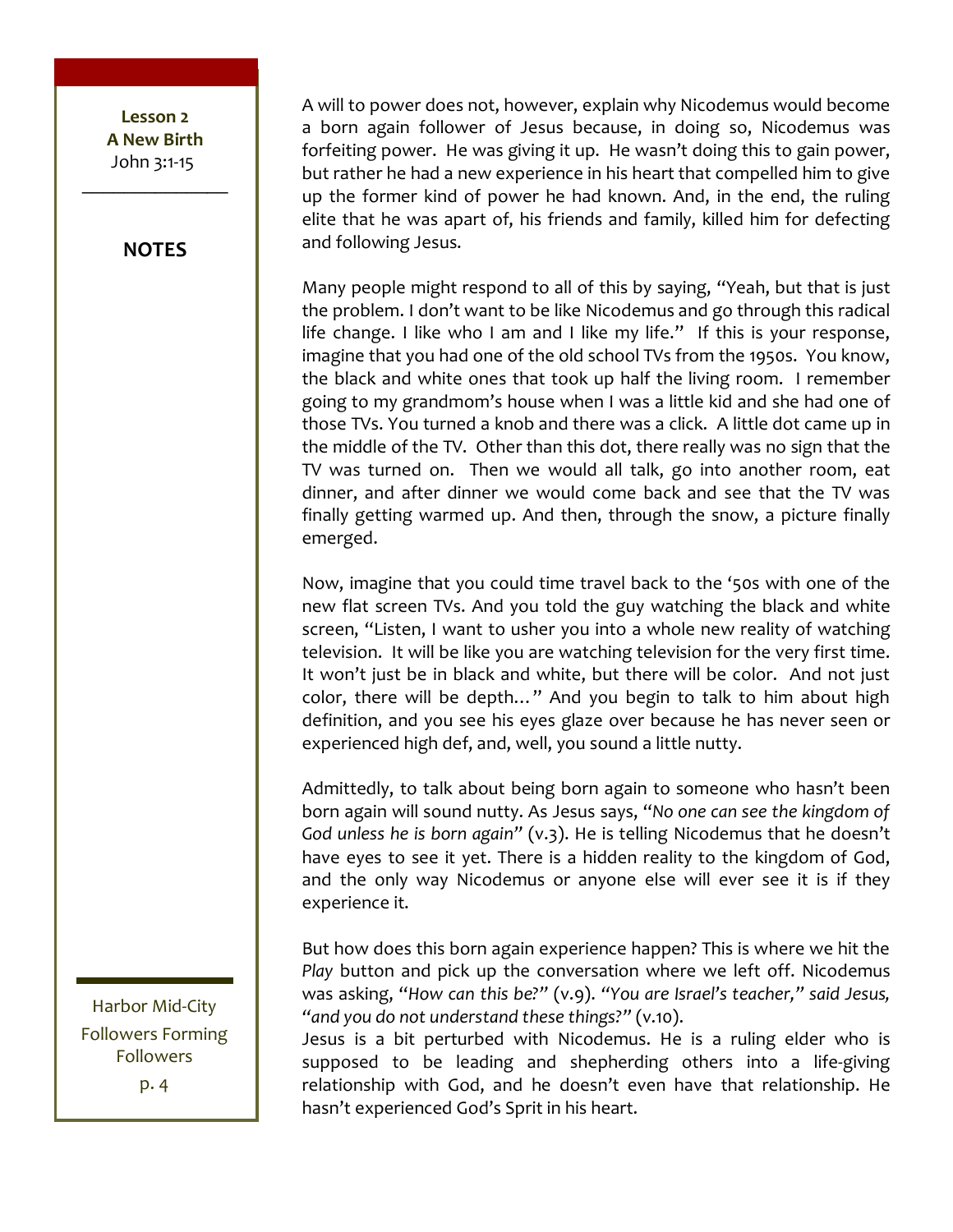A will to power does not, however, explain why Nicodemus would become a born again follower of Jesus because, in doing so, Nicodemus was forfeiting power. He was giving it up. He wasn't doing this to gain power, but rather he had a new experience in his heart that compelled him to give up the former kind of power he had known. And, in the end, the ruling elite that he was apart of, his friends and family, killed him for defecting and following Jesus.

Many people might respond to all of this by saying, "Yeah, but that is just the problem. I don't want to be like Nicodemus and go through this radical life change. I like who I am and I like my life." If this is your response, imagine that you had one of the old school TVs from the 1950s. You know, the black and white ones that took up half the living room. I remember going to my grandmom's house when I was a little kid and she had one of those TVs. You turned a knob and there was a click. A little dot came up in the middle of the TV. Other than this dot, there really was no sign that the TV was turned on. Then we would all talk, go into another room, eat dinner, and after dinner we would come back and see that the TV was finally getting warmed up. And then, through the snow, a picture finally emerged.

Now, imagine that you could time travel back to the '50s with one of the new flat screen TVs. And you told the guy watching the black and white screen, "Listen, I want to usher you into a whole new reality of watching television. It will be like you are watching television for the very first time. It won't just be in black and white, but there will be color. And not just color, there will be depth…" And you begin to talk to him about high definition, and you see his eyes glaze over because he has never seen or experienced high def, and, well, you sound a little nutty.

Admittedly, to talk about being born again to someone who hasn't been born again will sound nutty. As Jesus says, "*No one can see the kingdom of God unless he is born again*" (v.3). He is telling Nicodemus that he doesn't have eyes to see it yet. There is a hidden reality to the kingdom of God, and the only way Nicodemus or anyone else will ever see it is if they experience it.

But how does this born again experience happen? This is where we hit the *Play* button and pick up the conversation where we left off. Nicodemus was asking, "*How can this be?*" (v.9). *"You are Israel's teacher," said Jesus, "and you do not understand these things?"* (v.10).

Jesus is a bit perturbed with Nicodemus. He is a ruling elder who is supposed to be leading and shepherding others into a life-giving relationship with God, and he doesn't even have that relationship. He hasn't experienced God's Sprit in his heart.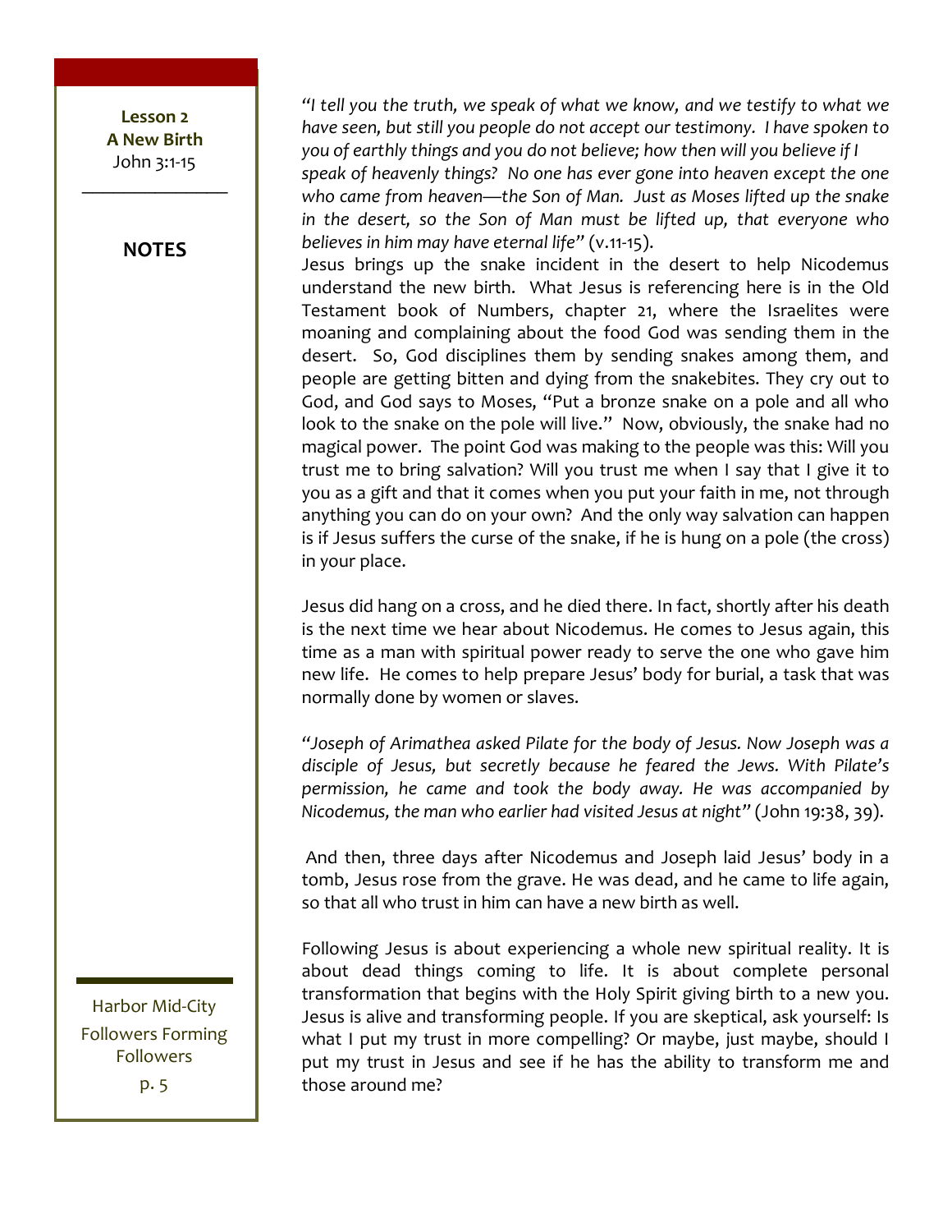*"I tell you the truth, we speak of what we know, and we testify to what we have seen, but still you people do not accept our testimony. I have spoken to you of earthly things and you do not believe; how then will you believe if I speak of heavenly things? No one has ever gone into heaven except the one who came from heaven—the Son of Man. Just as Moses lifted up the snake in the desert, so the Son of Man must be lifted up, that everyone who believes in him may have eternal life"* (v.11-15).

Jesus brings up the snake incident in the desert to help Nicodemus understand the new birth. What Jesus is referencing here is in the Old Testament book of Numbers, chapter 21, where the Israelites were moaning and complaining about the food God was sending them in the desert. So, God disciplines them by sending snakes among them, and people are getting bitten and dying from the snakebites. They cry out to God, and God says to Moses, "Put a bronze snake on a pole and all who look to the snake on the pole will live." Now, obviously, the snake had no magical power. The point God was making to the people was this: Will you trust me to bring salvation? Will you trust me when I say that I give it to you as a gift and that it comes when you put your faith in me, not through anything you can do on your own? And the only way salvation can happen is if Jesus suffers the curse of the snake, if he is hung on a pole (the cross) in your place.

Jesus did hang on a cross, and he died there. In fact, shortly after his death is the next time we hear about Nicodemus. He comes to Jesus again, this time as a man with spiritual power ready to serve the one who gave him new life. He comes to help prepare Jesus' body for burial, a task that was normally done by women or slaves.

*"Joseph of Arimathea asked Pilate for the body of Jesus. Now Joseph was a disciple of Jesus, but secretly because he feared the Jews. With Pilate's permission, he came and took the body away. He was accompanied by Nicodemus, the man who earlier had visited Jesus at night"* (John 19:38, 39).

And then, three days after Nicodemus and Joseph laid Jesus' body in a tomb, Jesus rose from the grave. He was dead, and he came to life again, so that all who trust in him can have a new birth as well.

Following Jesus is about experiencing a whole new spiritual reality. It is about dead things coming to life. It is about complete personal transformation that begins with the Holy Spirit giving birth to a new you. Jesus is alive and transforming people. If you are skeptical, ask yourself: Is what I put my trust in more compelling? Or maybe, just maybe, should I put my trust in Jesus and see if he has the ability to transform me and those around me?

**NOTES**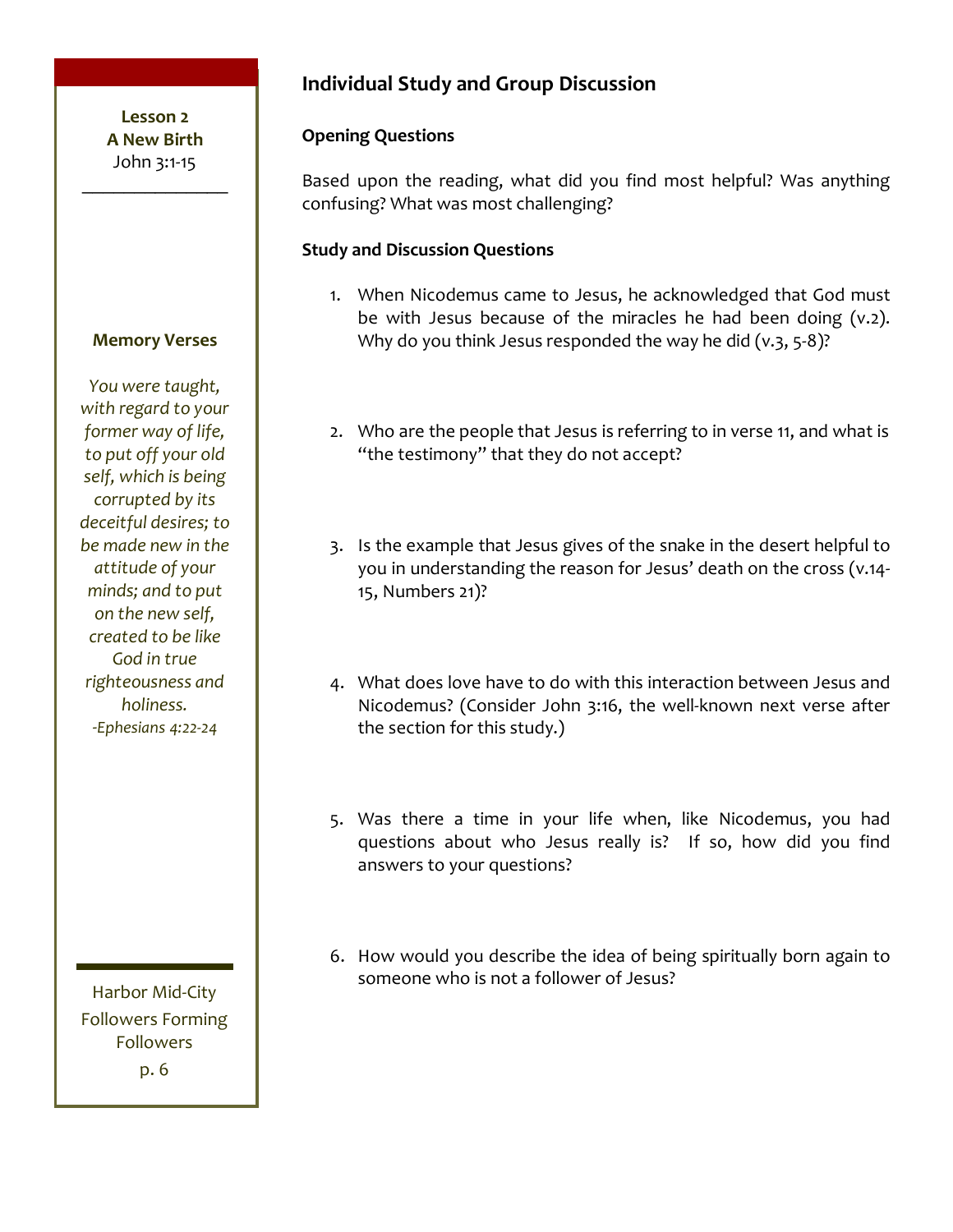**Lesson 2**
**A New Birth**
John 3:1-15

---

**Memory Verses**

*You were taught, with regard to your former way of life, to put off your old self, which is being corrupted by its deceitful desires; to be made new in the attitude of your minds; and to put on the new self, created to be like God in true righteousness and holiness.*
*-Ephesians 4:22-24*

Harbor Mid-City
Followers Forming Followers

## Individual Study and Group Discussion

### Opening Questions

Based upon the reading, what did you find most helpful? Was anything confusing? What was most challenging?

### Study and Discussion Questions

1. When Nicodemus came to Jesus, he acknowledged that God must be with Jesus because of the miracles he had been doing (v.2). Why do you think Jesus responded the way he did (v.3, 5-8)?

2. Who are the people that Jesus is referring to in verse 11, and what is "the testimony" that they do not accept?

3. Is the example that Jesus gives of the snake in the desert helpful to you in understanding the reason for Jesus' death on the cross (v.14-15, Numbers 21)?

4. What does love have to do with this interaction between Jesus and Nicodemus? (Consider John 3:16, the well-known next verse after the section for this study.)

5. Was there a time in your life when, like Nicodemus, you had questions about who Jesus really is? If so, how did you find answers to your questions?

6. How would you describe the idea of being spiritually born again to someone who is not a follower of Jesus?